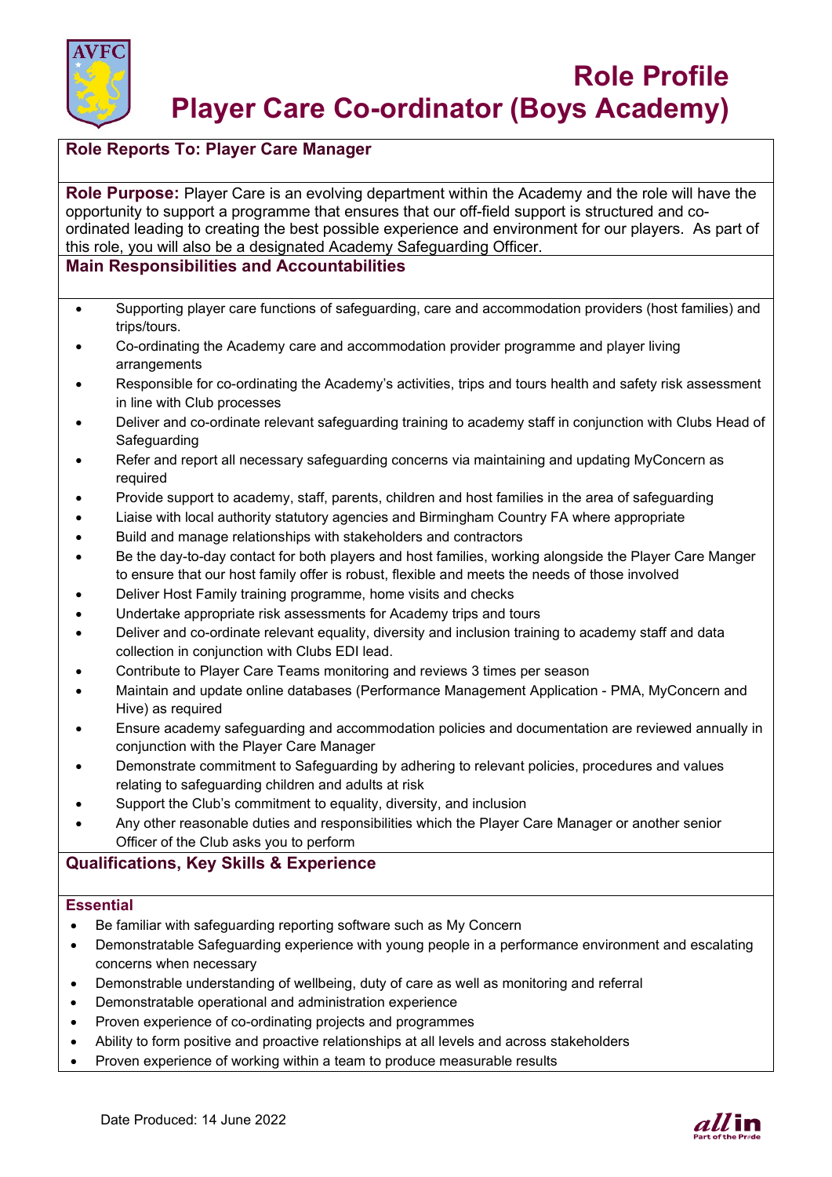# Role Profile
# Player Care Co-ordinator (Boys Academy)

**Role Reports To: Player Care Manager**

**Role Purpose:** Player Care is an evolving department within the Academy and the role will have the opportunity to support a programme that ensures that our off-field support is structured and co-ordinated leading to creating the best possible experience and environment for our players. As part of this role, you will also be a designated Academy Safeguarding Officer.

## Main Responsibilities and Accountabilities

- Supporting player care functions of safeguarding, care and accommodation providers (host families) and trips/tours.
- Co-ordinating the Academy care and accommodation provider programme and player living arrangements
- Responsible for co-ordinating the Academy's activities, trips and tours health and safety risk assessment in line with Club processes
- Deliver and co-ordinate relevant safeguarding training to academy staff in conjunction with Clubs Head of Safeguarding
- Refer and report all necessary safeguarding concerns via maintaining and updating MyConcern as required
- Provide support to academy, staff, parents, children and host families in the area of safeguarding
- Liaise with local authority statutory agencies and Birmingham Country FA where appropriate
- Build and manage relationships with stakeholders and contractors
- Be the day-to-day contact for both players and host families, working alongside the Player Care Manger to ensure that our host family offer is robust, flexible and meets the needs of those involved
- Deliver Host Family training programme, home visits and checks
- Undertake appropriate risk assessments for Academy trips and tours
- Deliver and co-ordinate relevant equality, diversity and inclusion training to academy staff and data collection in conjunction with Clubs EDI lead.
- Contribute to Player Care Teams monitoring and reviews 3 times per season
- Maintain and update online databases (Performance Management Application - PMA, MyConcern and Hive) as required
- Ensure academy safeguarding and accommodation policies and documentation are reviewed annually in conjunction with the Player Care Manager
- Demonstrate commitment to Safeguarding by adhering to relevant policies, procedures and values relating to safeguarding children and adults at risk
- Support the Club's commitment to equality, diversity, and inclusion
- Any other reasonable duties and responsibilities which the Player Care Manager or another senior Officer of the Club asks you to perform

## Qualifications, Key Skills & Experience

### Essential

- Be familiar with safeguarding reporting software such as My Concern
- Demonstratable Safeguarding experience with young people in a performance environment and escalating concerns when necessary
- Demonstrable understanding of wellbeing, duty of care as well as monitoring and referral
- Demonstratable operational and administration experience
- Proven experience of co-ordinating projects and programmes
- Ability to form positive and proactive relationships at all levels and across stakeholders
- Proven experience of working within a team to produce measurable results

Date Produced: 14 June 2022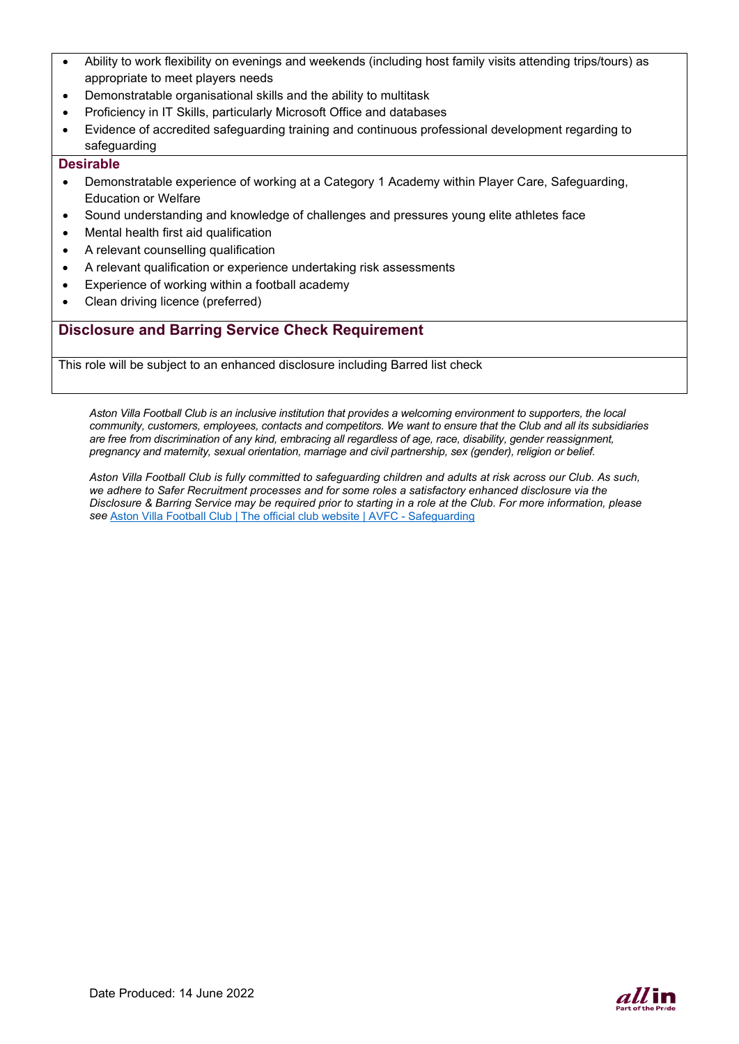- Ability to work flexibility on evenings and weekends (including host family visits attending trips/tours) as appropriate to meet players needs
- Demonstratable organisational skills and the ability to multitask
- Proficiency in IT Skills, particularly Microsoft Office and databases
- Evidence of accredited safeguarding training and continuous professional development regarding to safeguarding

**Desirable**

- Demonstratable experience of working at a Category 1 Academy within Player Care, Safeguarding, Education or Welfare
- Sound understanding and knowledge of challenges and pressures young elite athletes face
- Mental health first aid qualification
- A relevant counselling qualification
- A relevant qualification or experience undertaking risk assessments
- Experience of working within a football academy
- Clean driving licence (preferred)

## Disclosure and Barring Service Check Requirement

This role will be subject to an enhanced disclosure including Barred list check

*Aston Villa Football Club is an inclusive institution that provides a welcoming environment to supporters, the local community, customers, employees, contacts and competitors. We want to ensure that the Club and all its subsidiaries are free from discrimination of any kind, embracing all regardless of age, race, disability, gender reassignment, pregnancy and maternity, sexual orientation, marriage and civil partnership, sex (gender), religion or belief.*

*Aston Villa Football Club is fully committed to safeguarding children and adults at risk across our Club. As such, we adhere to Safer Recruitment processes and for some roles a satisfactory enhanced disclosure via the Disclosure & Barring Service may be required prior to starting in a role at the Club. For more information, please see* Aston Villa Football Club | The official club website | AVFC - Safeguarding

Date Produced: 14 June 2022

all in
Part of the Pride